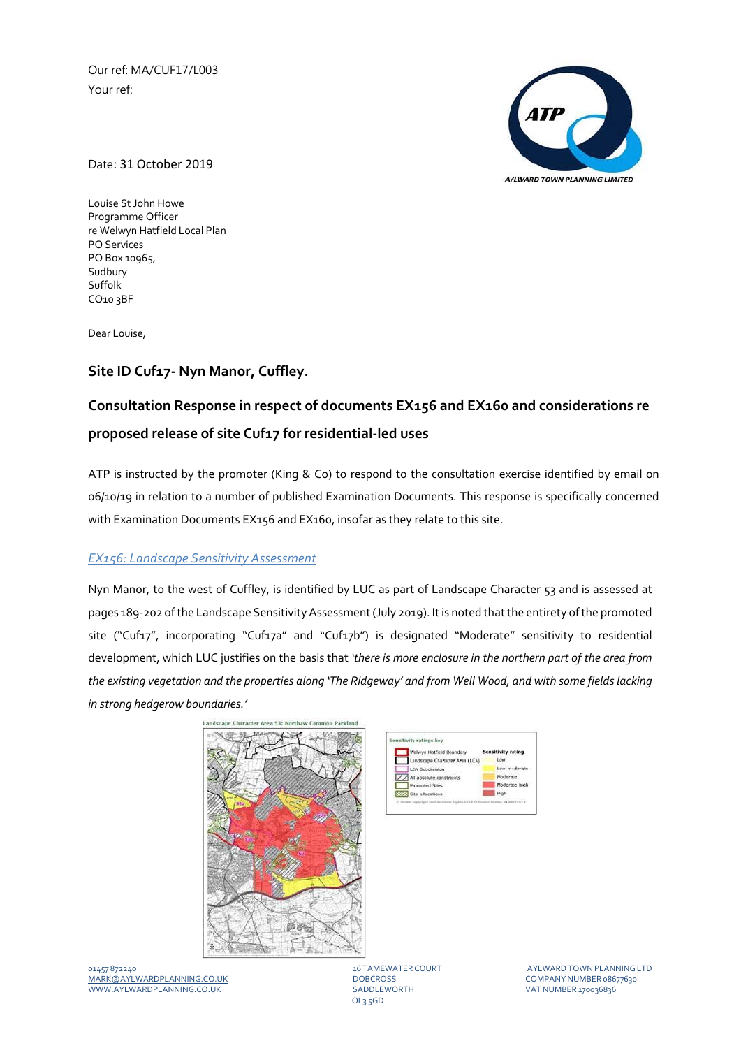Our ref: MA/CUF17/L003

Your ref:

Date: 31 October 2019

Louise St John Howe
Programme Officer
re Welwyn Hatfield Local Plan
PO Services
PO Box 10965,
Sudbury
Suffolk
CO10 3BF

Dear Louise,

## Site ID Cuf17- Nyn Manor, Cuffley.

## Consultation Response in respect of documents EX156 and EX160 and considerations re proposed release of site Cuf17 for residential-led uses

ATP is instructed by the promoter (King & Co) to respond to the consultation exercise identified by email on 06/10/19 in relation to a number of published Examination Documents. This response is specifically concerned with Examination Documents EX156 and EX160, insofar as they relate to this site.

### *EX156: Landscape Sensitivity Assessment*

Nyn Manor, to the west of Cuffley, is identified by LUC as part of Landscape Character 53 and is assessed at pages 189-202 of the Landscape Sensitivity Assessment (July 2019). It is noted that the entirety of the promoted site ("Cuf17", incorporating "Cuf17a" and "Cuf17b") is designated "Moderate" sensitivity to residential development, which LUC justifies on the basis that *'there is more enclosure in the northern part of the area from the existing vegetation and the properties along 'The Ridgeway' and from Well Wood, and with some fields lacking in strong hedgerow boundaries.'*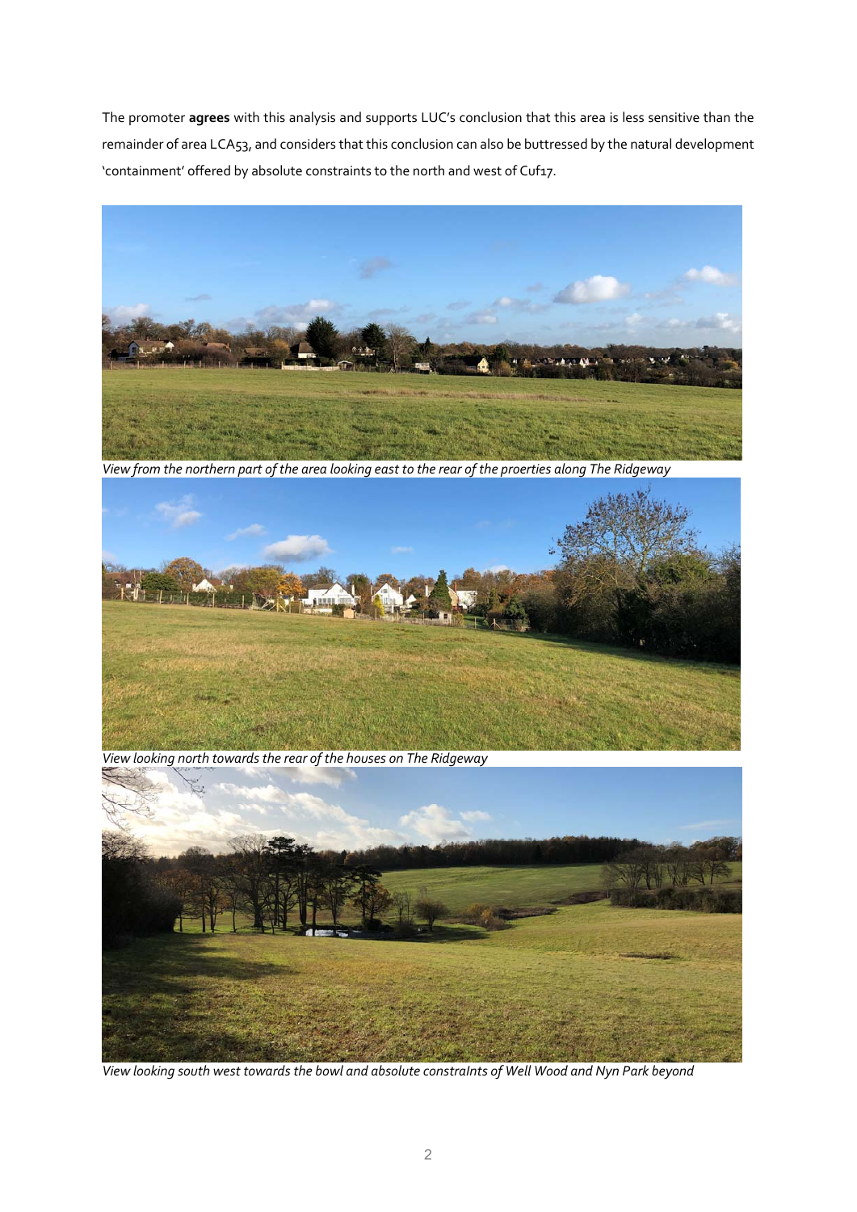The promoter **agrees** with this analysis and supports LUC's conclusion that this area is less sensitive than the remainder of area LCA53, and considers that this conclusion can also be buttressed by the natural development 'containment' offered by absolute constraints to the north and west of Cuf17.

*View from the northern part of the area looking east to the rear of the proerties along The Ridgeway*

*View looking north towards the rear of the houses on The Ridgeway*

*View looking south west towards the bowl and absolute constraInts of Well Wood and Nyn Park beyond*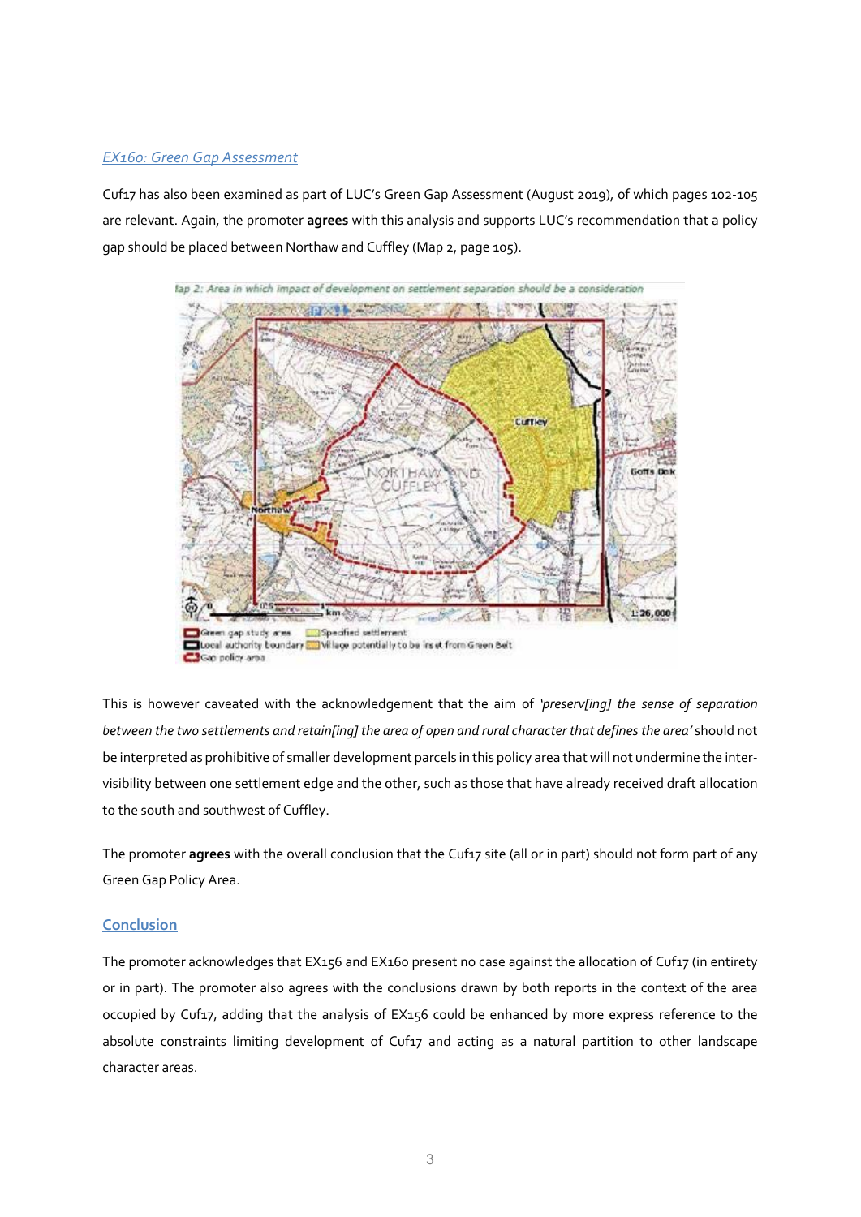*EX160: Green Gap Assessment*

Cuf17 has also been examined as part of LUC's Green Gap Assessment (August 2019), of which pages 102-105 are relevant. Again, the promoter **agrees** with this analysis and supports LUC's recommendation that a policy gap should be placed between Northaw and Cuffley (Map 2, page 105).

This is however caveated with the acknowledgement that the aim of *'preserv[ing] the sense of separation between the two settlements and retain[ing] the area of open and rural character that defines the area'* should not be interpreted as prohibitive of smaller development parcels in this policy area that will not undermine the inter-visibility between one settlement edge and the other, such as those that have already received draft allocation to the south and southwest of Cuffley.

The promoter **agrees** with the overall conclusion that the Cuf17 site (all or in part) should not form part of any Green Gap Policy Area.

## Conclusion

The promoter acknowledges that EX156 and EX160 present no case against the allocation of Cuf17 (in entirety or in part). The promoter also agrees with the conclusions drawn by both reports in the context of the area occupied by Cuf17, adding that the analysis of EX156 could be enhanced by more express reference to the absolute constraints limiting development of Cuf17 and acting as a natural partition to other landscape character areas.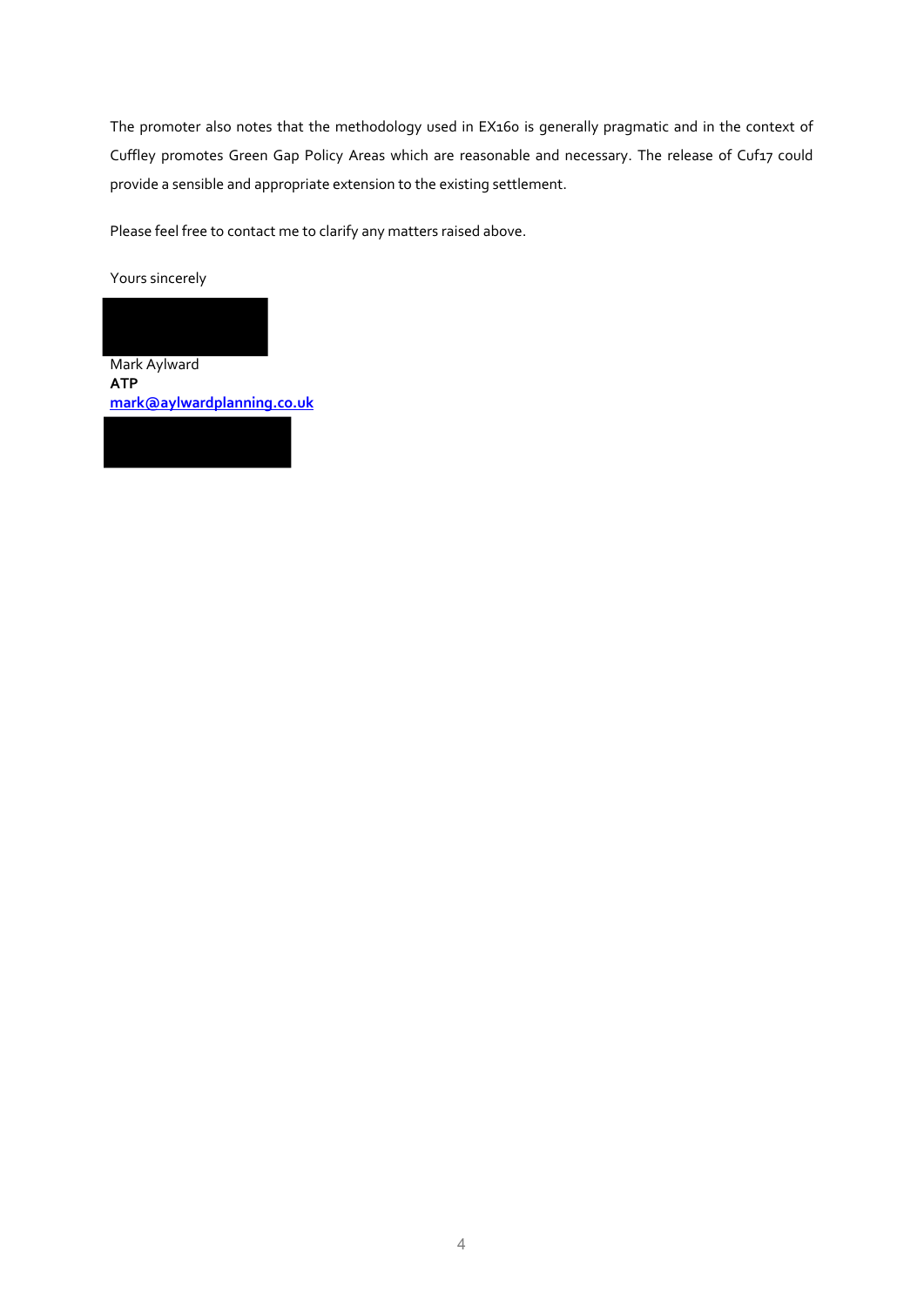The promoter also notes that the methodology used in EX160 is generally pragmatic and in the context of Cuffley promotes Green Gap Policy Areas which are reasonable and necessary. The release of Cuf17 could provide a sensible and appropriate extension to the existing settlement.

Please feel free to contact me to clarify any matters raised above.

Yours sincerely

Mark Aylward
**ATP**
mark@aylwardplanning.co.uk